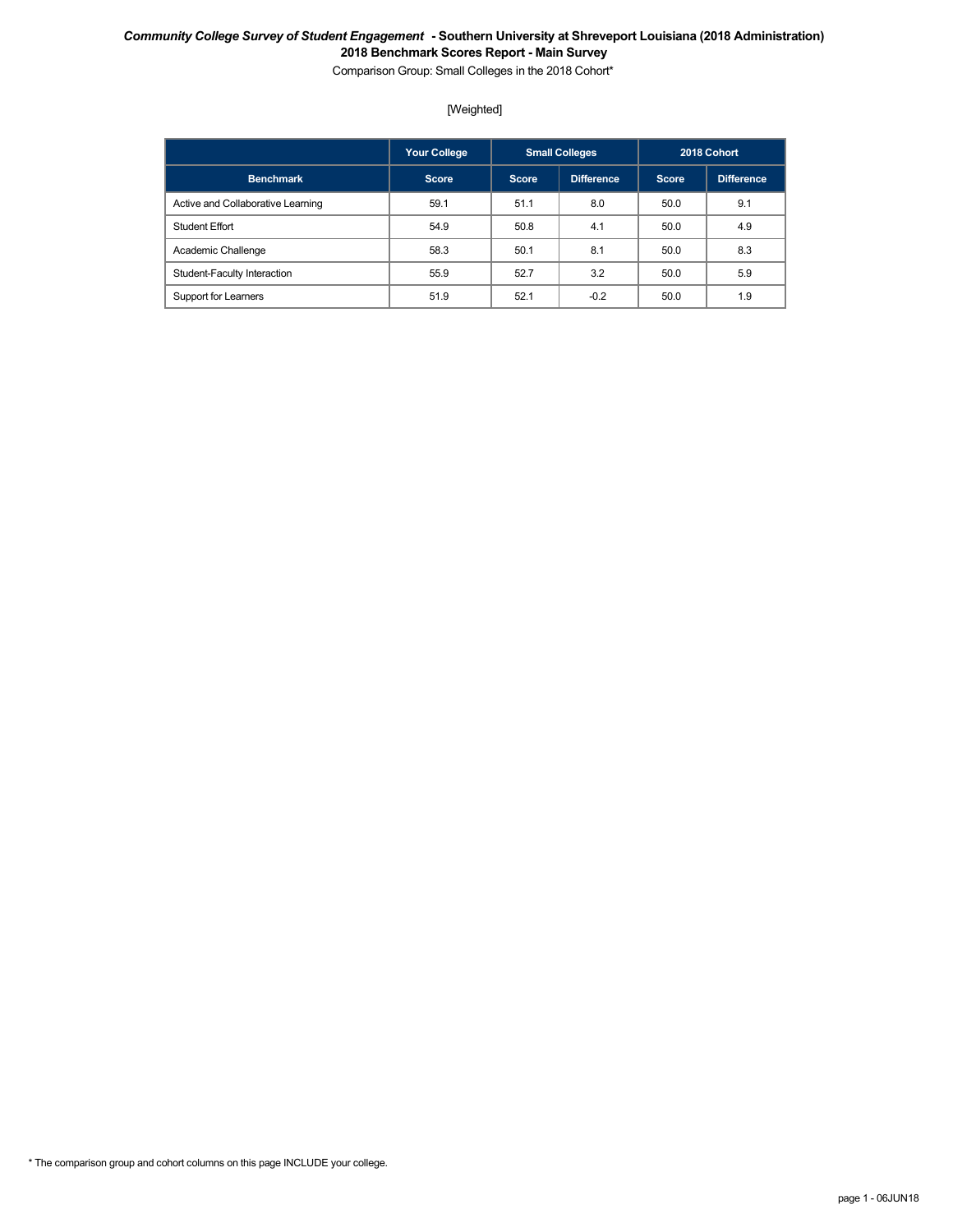***Community College Survey of Student Engagement* - Southern University at Shreveport Louisiana (2018 Administration)**

**2018 Benchmark Scores Report - Main Survey**

Comparison Group: Small Colleges in the 2018 Cohort*

[Weighted]

| | Your College | Small Colleges | | 2018 Cohort | |
|---|---|---|---|---|---|
| **Benchmark** | **Score** | **Score** | **Difference** | **Score** | **Difference** |
| Active and Collaborative Learning | 59.1 | 51.1 | 8.0 | 50.0 | 9.1 |
| Student Effort | 54.9 | 50.8 | 4.1 | 50.0 | 4.9 |
| Academic Challenge | 58.3 | 50.1 | 8.1 | 50.0 | 8.3 |
| Student-Faculty Interaction | 55.9 | 52.7 | 3.2 | 50.0 | 5.9 |
| Support for Learners | 51.9 | 52.1 | -0.2 | 50.0 | 1.9 |

* The comparison group and cohort columns on this page INCLUDE your college.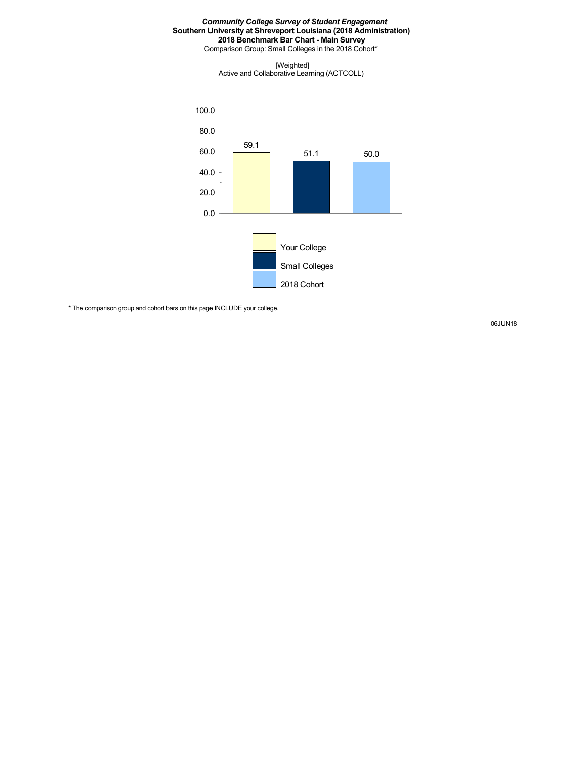*Community College Survey of Student Engagement*
**Southern University at Shreveport Louisiana (2018 Administration)**
**2018 Benchmark Bar Chart - Main Survey**
Comparison Group: Small Colleges in the 2018 Cohort*

[Weighted]
Active and Collaborative Learning (ACTCOLL)

| | Your College | Small Colleges | 2018 Cohort |
|---|---|---|---|
| ACTCOLL | 59.1 | 51.1 | 50.0 |

* The comparison group and cohort bars on this page INCLUDE your college.

06JUN18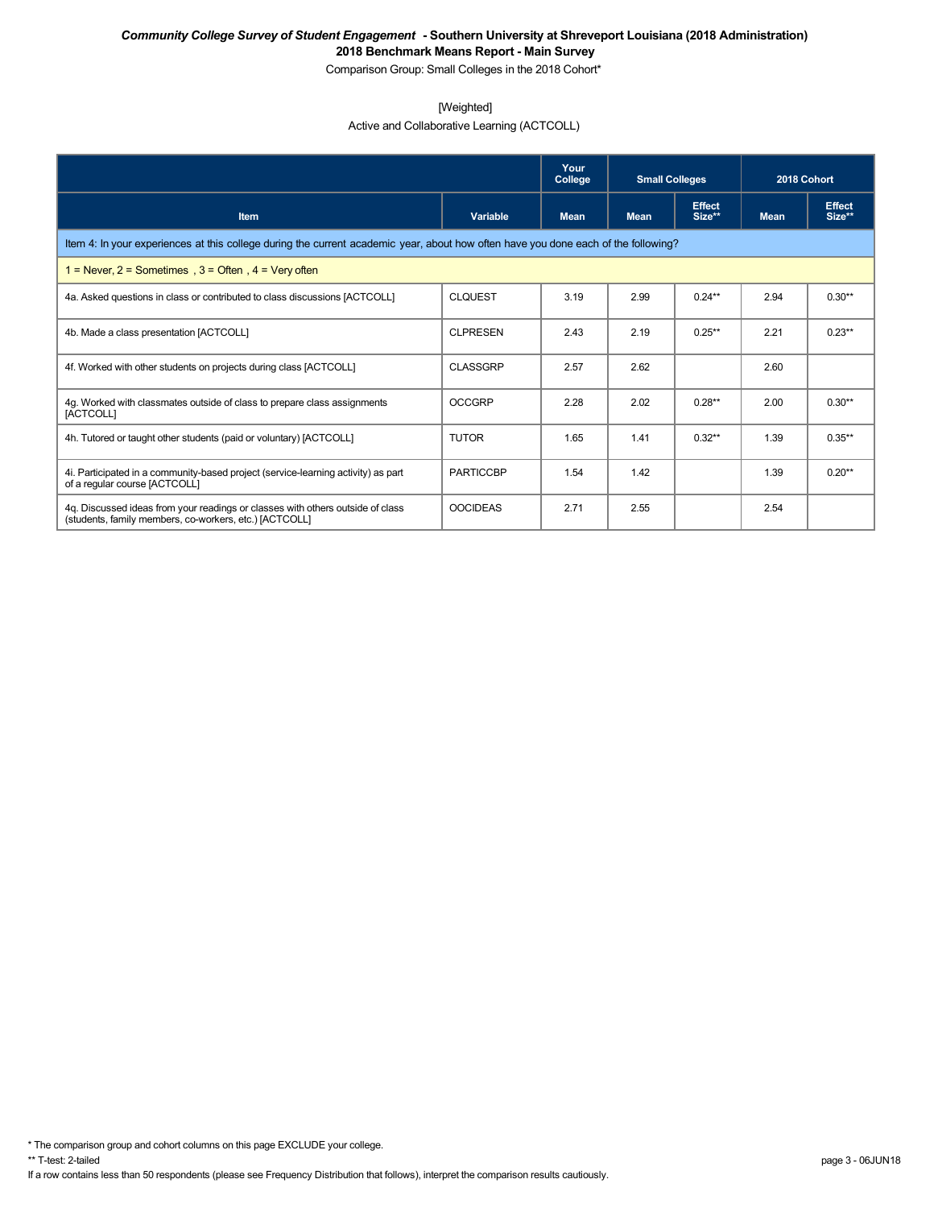***Community College Survey of Student Engagement* - Southern University at Shreveport Louisiana (2018 Administration)**

**2018 Benchmark Means Report - Main Survey**

Comparison Group: Small Colleges in the 2018 Cohort*

[Weighted]

Active and Collaborative Learning (ACTCOLL)

| | | Your College | Small Colleges | | 2018 Cohort | |
|---|---|---|---|---|---|---|
| **Item** | **Variable** | **Mean** | **Mean** | **Effect Size**** | **Mean** | **Effect Size**** |
| Item 4: In your experiences at this college during the current academic year, about how often have you done each of the following? | | | | | | |
| 1 = Never, 2 = Sometimes , 3 = Often , 4 = Very often | | | | | | |
| 4a. Asked questions in class or contributed to class discussions [ACTCOLL] | CLQUEST | 3.19 | 2.99 | 0.24** | 2.94 | 0.30** |
| 4b. Made a class presentation [ACTCOLL] | CLPRESEN | 2.43 | 2.19 | 0.25** | 2.21 | 0.23** |
| 4f. Worked with other students on projects during class [ACTCOLL] | CLASSGRP | 2.57 | 2.62 | | 2.60 | |
| 4g. Worked with classmates outside of class to prepare class assignments [ACTCOLL] | OCCGRP | 2.28 | 2.02 | 0.28** | 2.00 | 0.30** |
| 4h. Tutored or taught other students (paid or voluntary) [ACTCOLL] | TUTOR | 1.65 | 1.41 | 0.32** | 1.39 | 0.35** |
| 4i. Participated in a community-based project (service-learning activity) as part of a regular course [ACTCOLL] | PARTICCBP | 1.54 | 1.42 | | 1.39 | 0.20** |
| 4q. Discussed ideas from your readings or classes with others outside of class (students, family members, co-workers, etc.) [ACTCOLL] | OOCIDEAS | 2.71 | 2.55 | | 2.54 | |

* The comparison group and cohort columns on this page EXCLUDE your college.

** T-test: 2-tailed

If a row contains less than 50 respondents (please see Frequency Distribution that follows), interpret the comparison results cautiously.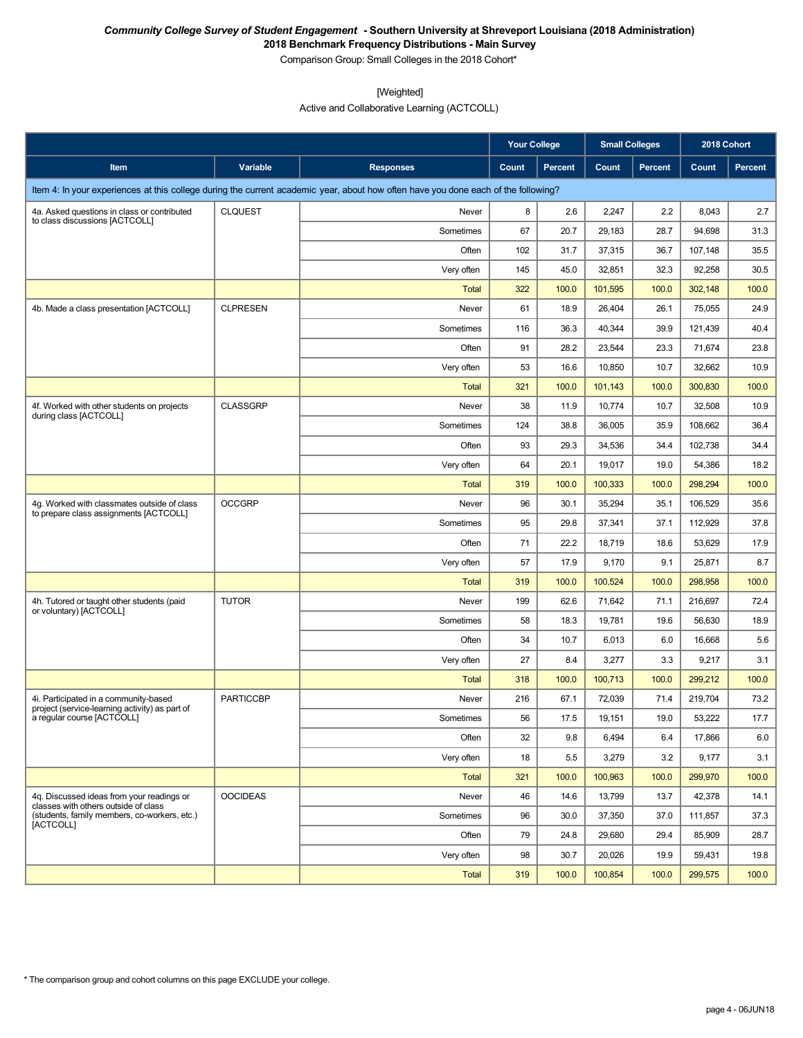***Community College Survey of Student Engagement* - Southern University at Shreveport Louisiana (2018 Administration)**
**2018 Benchmark Frequency Distributions - Main Survey**
Comparison Group: Small Colleges in the 2018 Cohort*

[Weighted]
Active and Collaborative Learning (ACTCOLL)

| | | | Your College | | Small Colleges | | 2018 Cohort | |
|---|---|---|---|---|---|---|---|---|
| **Item** | **Variable** | **Responses** | **Count** | **Percent** | **Count** | **Percent** | **Count** | **Percent** |
| Item 4: In your experiences at this college during the current academic year, about how often have you done each of the following? | | | | | | | | |
| 4a. Asked questions in class or contributed to class discussions [ACTCOLL] | CLQUEST | Never | 8 | 2.6 | 2,247 | 2.2 | 8,043 | 2.7 |
| | | Sometimes | 67 | 20.7 | 29,183 | 28.7 | 94,698 | 31.3 |
| | | Often | 102 | 31.7 | 37,315 | 36.7 | 107,148 | 35.5 |
| | | Very often | 145 | 45.0 | 32,851 | 32.3 | 92,258 | 30.5 |
| | | Total | 322 | 100.0 | 101,595 | 100.0 | 302,148 | 100.0 |
| 4b. Made a class presentation [ACTCOLL] | CLPRESEN | Never | 61 | 18.9 | 26,404 | 26.1 | 75,055 | 24.9 |
| | | Sometimes | 116 | 36.3 | 40,344 | 39.9 | 121,439 | 40.4 |
| | | Often | 91 | 28.2 | 23,544 | 23.3 | 71,674 | 23.8 |
| | | Very often | 53 | 16.6 | 10,850 | 10.7 | 32,662 | 10.9 |
| | | Total | 321 | 100.0 | 101,143 | 100.0 | 300,830 | 100.0 |
| 4f. Worked with other students on projects during class [ACTCOLL] | CLASSGRP | Never | 38 | 11.9 | 10,774 | 10.7 | 32,508 | 10.9 |
| | | Sometimes | 124 | 38.8 | 36,005 | 35.9 | 108,662 | 36.4 |
| | | Often | 93 | 29.3 | 34,536 | 34.4 | 102,738 | 34.4 |
| | | Very often | 64 | 20.1 | 19,017 | 19.0 | 54,386 | 18.2 |
| | | Total | 319 | 100.0 | 100,333 | 100.0 | 298,294 | 100.0 |
| 4g. Worked with classmates outside of class to prepare class assignments [ACTCOLL] | OCCGRP | Never | 96 | 30.1 | 35,294 | 35.1 | 106,529 | 35.6 |
| | | Sometimes | 95 | 29.8 | 37,341 | 37.1 | 112,929 | 37.8 |
| | | Often | 71 | 22.2 | 18,719 | 18.6 | 53,629 | 17.9 |
| | | Very often | 57 | 17.9 | 9,170 | 9.1 | 25,871 | 8.7 |
| | | Total | 319 | 100.0 | 100,524 | 100.0 | 298,958 | 100.0 |
| 4h. Tutored or taught other students (paid or voluntary) [ACTCOLL] | TUTOR | Never | 199 | 62.6 | 71,642 | 71.1 | 216,697 | 72.4 |
| | | Sometimes | 58 | 18.3 | 19,781 | 19.6 | 56,630 | 18.9 |
| | | Often | 34 | 10.7 | 6,013 | 6.0 | 16,668 | 5.6 |
| | | Very often | 27 | 8.4 | 3,277 | 3.3 | 9,217 | 3.1 |
| | | Total | 318 | 100.0 | 100,713 | 100.0 | 299,212 | 100.0 |
| 4i. Participated in a community-based project (service-learning activity) as part of a regular course [ACTCOLL] | PARTICCBP | Never | 216 | 67.1 | 72,039 | 71.4 | 219,704 | 73.2 |
| | | Sometimes | 56 | 17.5 | 19,151 | 19.0 | 53,222 | 17.7 |
| | | Often | 32 | 9.8 | 6,494 | 6.4 | 17,866 | 6.0 |
| | | Very often | 18 | 5.5 | 3,279 | 3.2 | 9,177 | 3.1 |
| | | Total | 321 | 100.0 | 100,963 | 100.0 | 299,970 | 100.0 |
| 4q. Discussed ideas from your readings or classes with others outside of class (students, family members, co-workers, etc.) [ACTCOLL] | OOCIDEAS | Never | 46 | 14.6 | 13,799 | 13.7 | 42,378 | 14.1 |
| | | Sometimes | 96 | 30.0 | 37,350 | 37.0 | 111,857 | 37.3 |
| | | Often | 79 | 24.8 | 29,680 | 29.4 | 85,909 | 28.7 |
| | | Very often | 98 | 30.7 | 20,026 | 19.9 | 59,431 | 19.8 |
| | | Total | 319 | 100.0 | 100,854 | 100.0 | 299,575 | 100.0 |

* The comparison group and cohort columns on this page EXCLUDE your college.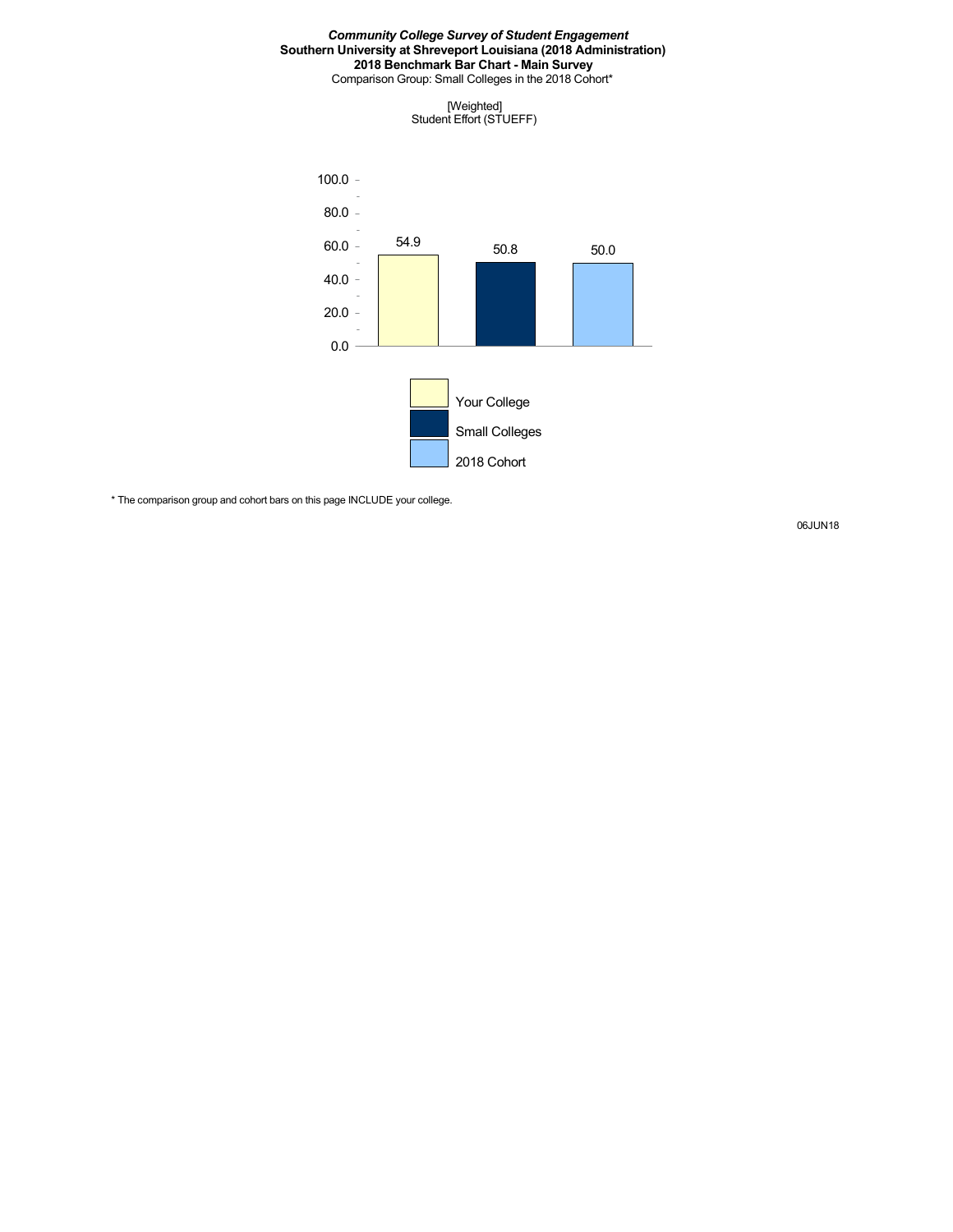***Community College Survey of Student Engagement***
**Southern University at Shreveport Louisiana (2018 Administration)**
**2018 Benchmark Bar Chart - Main Survey**
Comparison Group: Small Colleges in the 2018 Cohort*

[Weighted]
Student Effort (STUEFF)

| | Value |
|---|---|
| Your College | 54.9 |
| Small Colleges | 50.8 |
| 2018 Cohort | 50.0 |

* The comparison group and cohort bars on this page INCLUDE your college.

06JUN18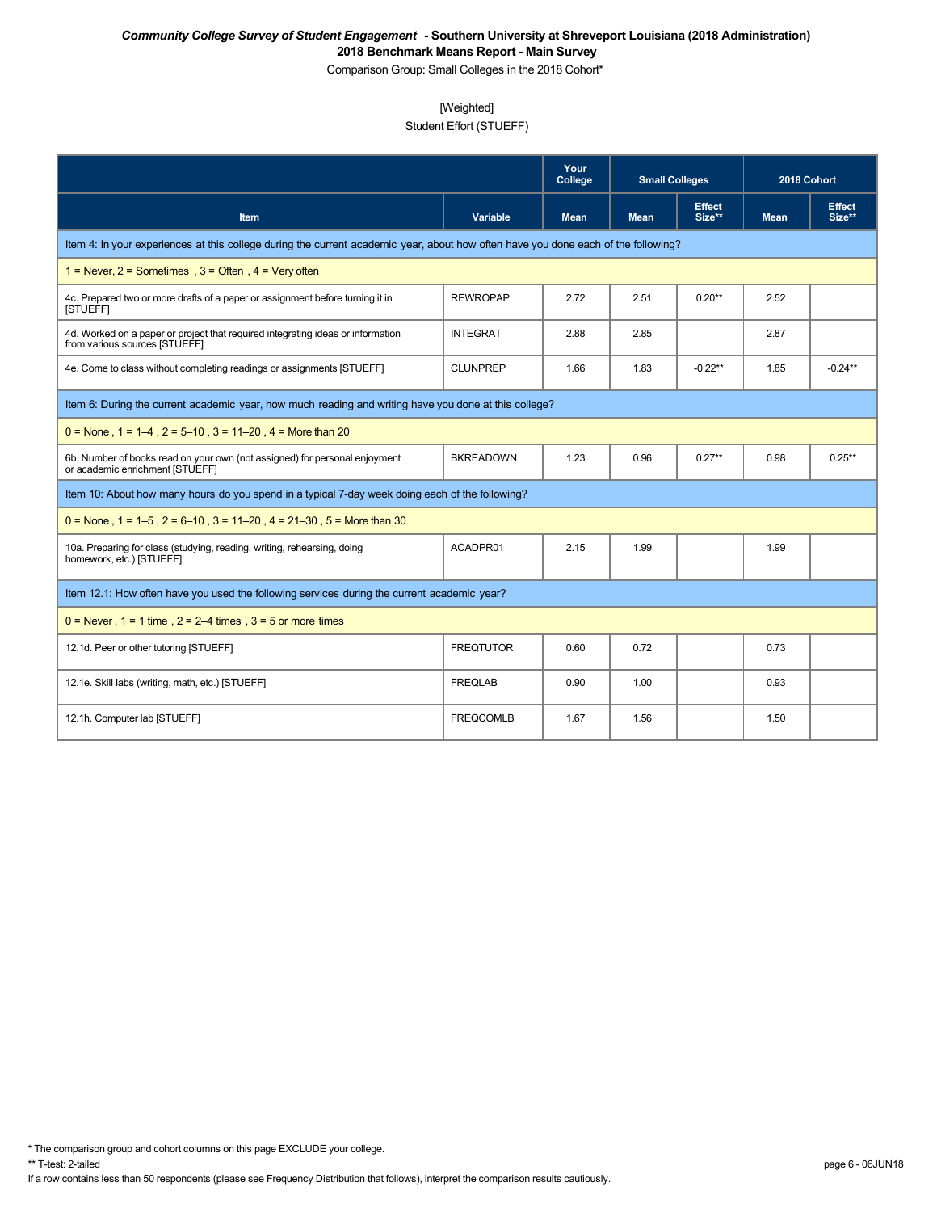**_Community College Survey of Student Engagement_ - Southern University at Shreveport Louisiana (2018 Administration)**
**2018 Benchmark Means Report - Main Survey**
Comparison Group: Small Colleges in the 2018 Cohort*

[Weighted]
Student Effort (STUEFF)

| | | Your College | Small Colleges | | 2018 Cohort | |
|---|---|---|---|---|---|---|
| **Item** | **Variable** | **Mean** | **Mean** | **Effect Size**** | **Mean** | **Effect Size**** |
| Item 4: In your experiences at this college during the current academic year, about how often have you done each of the following? | | | | | | |
| 1 = Never, 2 = Sometimes , 3 = Often , 4 = Very often | | | | | | |
| 4c. Prepared two or more drafts of a paper or assignment before turning it in [STUEFF] | REWROPAP | 2.72 | 2.51 | 0.20** | 2.52 | |
| 4d. Worked on a paper or project that required integrating ideas or information from various sources [STUEFF] | INTEGRAT | 2.88 | 2.85 | | 2.87 | |
| 4e. Come to class without completing readings or assignments [STUEFF] | CLUNPREP | 1.66 | 1.83 | -0.22** | 1.85 | -0.24** |
| Item 6: During the current academic year, how much reading and writing have you done at this college? | | | | | | |
| 0 = None , 1 = 1–4 , 2 = 5–10 , 3 = 11–20 , 4 = More than 20 | | | | | | |
| 6b. Number of books read on your own (not assigned) for personal enjoyment or academic enrichment [STUEFF] | BKREADOWN | 1.23 | 0.96 | 0.27** | 0.98 | 0.25** |
| Item 10: About how many hours do you spend in a typical 7-day week doing each of the following? | | | | | | |
| 0 = None , 1 = 1–5 , 2 = 6–10 , 3 = 11–20 , 4 = 21–30 , 5 = More than 30 | | | | | | |
| 10a. Preparing for class (studying, reading, writing, rehearsing, doing homework, etc.) [STUEFF] | ACADPR01 | 2.15 | 1.99 | | 1.99 | |
| Item 12.1: How often have you used the following services during the current academic year? | | | | | | |
| 0 = Never , 1 = 1 time , 2 = 2–4 times , 3 = 5 or more times | | | | | | |
| 12.1d. Peer or other tutoring [STUEFF] | FREQTUTOR | 0.60 | 0.72 | | 0.73 | |
| 12.1e. Skill labs (writing, math, etc.) [STUEFF] | FREQLAB | 0.90 | 1.00 | | 0.93 | |
| 12.1h. Computer lab [STUEFF] | FREQCOMLB | 1.67 | 1.56 | | 1.50 | |

* The comparison group and cohort columns on this page EXCLUDE your college.
** T-test: 2-tailed
If a row contains less than 50 respondents (please see Frequency Distribution that follows), interpret the comparison results cautiously.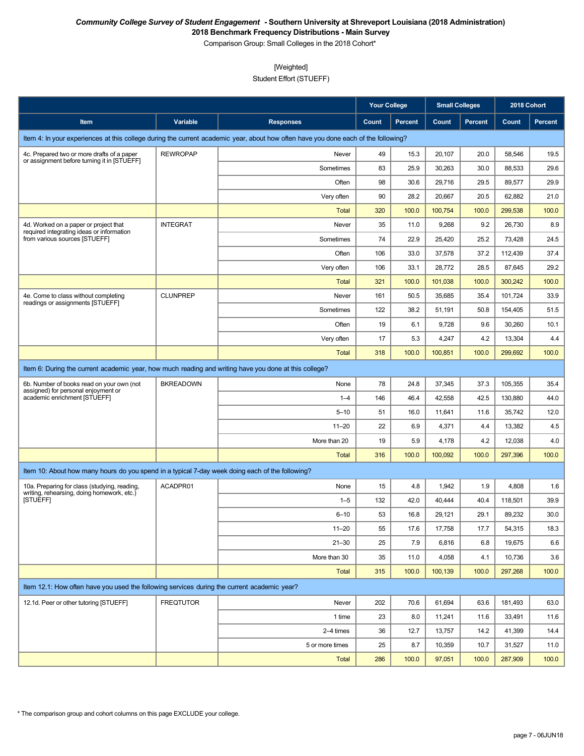***Community College Survey of Student Engagement* - Southern University at Shreveport Louisiana (2018 Administration)**
**2018 Benchmark Frequency Distributions - Main Survey**
Comparison Group: Small Colleges in the 2018 Cohort*

[Weighted]
Student Effort (STUEFF)

| | | | Your College | | Small Colleges | | 2018 Cohort | |
|---|---|---|---|---|---|---|---|---|
| **Item** | **Variable** | **Responses** | **Count** | **Percent** | **Count** | **Percent** | **Count** | **Percent** |
| Item 4: In your experiences at this college during the current academic year, about how often have you done each of the following? | | | | | | | | |
| 4c. Prepared two or more drafts of a paper or assignment before turning it in [STUEFF] | REWROPAP | Never | 49 | 15.3 | 20,107 | 20.0 | 58,546 | 19.5 |
| | | Sometimes | 83 | 25.9 | 30,263 | 30.0 | 88,533 | 29.6 |
| | | Often | 98 | 30.6 | 29,716 | 29.5 | 89,577 | 29.9 |
| | | Very often | 90 | 28.2 | 20,667 | 20.5 | 62,882 | 21.0 |
| | | Total | 320 | 100.0 | 100,754 | 100.0 | 299,538 | 100.0 |
| 4d. Worked on a paper or project that required integrating ideas or information from various sources [STUEFF] | INTEGRAT | Never | 35 | 11.0 | 9,268 | 9.2 | 26,730 | 8.9 |
| | | Sometimes | 74 | 22.9 | 25,420 | 25.2 | 73,428 | 24.5 |
| | | Often | 106 | 33.0 | 37,578 | 37.2 | 112,439 | 37.4 |
| | | Very often | 106 | 33.1 | 28,772 | 28.5 | 87,645 | 29.2 |
| | | Total | 321 | 100.0 | 101,038 | 100.0 | 300,242 | 100.0 |
| 4e. Come to class without completing readings or assignments [STUEFF] | CLUNPREP | Never | 161 | 50.5 | 35,685 | 35.4 | 101,724 | 33.9 |
| | | Sometimes | 122 | 38.2 | 51,191 | 50.8 | 154,405 | 51.5 |
| | | Often | 19 | 6.1 | 9,728 | 9.6 | 30,260 | 10.1 |
| | | Very often | 17 | 5.3 | 4,247 | 4.2 | 13,304 | 4.4 |
| | | Total | 318 | 100.0 | 100,851 | 100.0 | 299,692 | 100.0 |
| Item 6: During the current academic year, how much reading and writing have you done at this college? | | | | | | | | |
| 6b. Number of books read on your own (not assigned) for personal enjoyment or academic enrichment [STUEFF] | BKREADOWN | None | 78 | 24.8 | 37,345 | 37.3 | 105,355 | 35.4 |
| | | 1–4 | 146 | 46.4 | 42,558 | 42.5 | 130,880 | 44.0 |
| | | 5–10 | 51 | 16.0 | 11,641 | 11.6 | 35,742 | 12.0 |
| | | 11–20 | 22 | 6.9 | 4,371 | 4.4 | 13,382 | 4.5 |
| | | More than 20 | 19 | 5.9 | 4,178 | 4.2 | 12,038 | 4.0 |
| | | Total | 316 | 100.0 | 100,092 | 100.0 | 297,396 | 100.0 |
| Item 10: About how many hours do you spend in a typical 7-day week doing each of the following? | | | | | | | | |
| 10a. Preparing for class (studying, reading, writing, rehearsing, doing homework, etc.) [STUEFF] | ACADPR01 | None | 15 | 4.8 | 1,942 | 1.9 | 4,808 | 1.6 |
| | | 1–5 | 132 | 42.0 | 40,444 | 40.4 | 118,501 | 39.9 |
| | | 6–10 | 53 | 16.8 | 29,121 | 29.1 | 89,232 | 30.0 |
| | | 11–20 | 55 | 17.6 | 17,758 | 17.7 | 54,315 | 18.3 |
| | | 21–30 | 25 | 7.9 | 6,816 | 6.8 | 19,675 | 6.6 |
| | | More than 30 | 35 | 11.0 | 4,058 | 4.1 | 10,736 | 3.6 |
| | | Total | 315 | 100.0 | 100,139 | 100.0 | 297,268 | 100.0 |
| Item 12.1: How often have you used the following services during the current academic year? | | | | | | | | |
| 12.1d. Peer or other tutoring [STUEFF] | FREQTUTOR | Never | 202 | 70.6 | 61,694 | 63.6 | 181,493 | 63.0 |
| | | 1 time | 23 | 8.0 | 11,241 | 11.6 | 33,491 | 11.6 |
| | | 2–4 times | 36 | 12.7 | 13,757 | 14.2 | 41,399 | 14.4 |
| | | 5 or more times | 25 | 8.7 | 10,359 | 10.7 | 31,527 | 11.0 |
| | | Total | 286 | 100.0 | 97,051 | 100.0 | 287,909 | 100.0 |

* The comparison group and cohort columns on this page EXCLUDE your college.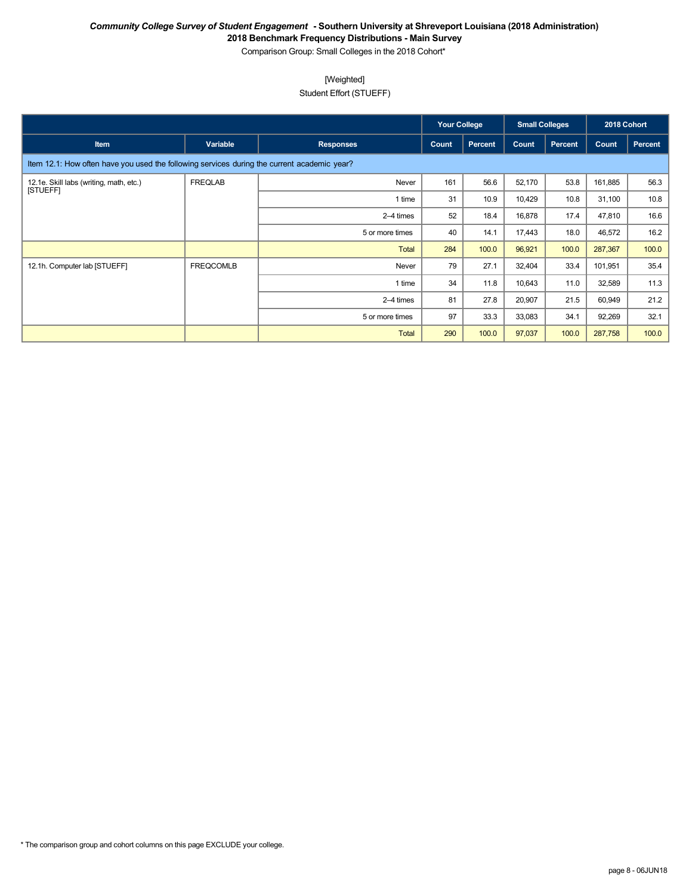***Community College Survey of Student Engagement* - Southern University at Shreveport Louisiana (2018 Administration)**
**2018 Benchmark Frequency Distributions - Main Survey**
Comparison Group: Small Colleges in the 2018 Cohort*

[Weighted]
Student Effort (STUEFF)

| | | | Your College | | Small Colleges | | 2018 Cohort | |
|---|---|---|---|---|---|---|---|---|
| **Item** | **Variable** | **Responses** | **Count** | **Percent** | **Count** | **Percent** | **Count** | **Percent** |
| Item 12.1: How often have you used the following services during the current academic year? | | | | | | | | |
| 12.1e. Skill labs (writing, math, etc.) [STUEFF] | FREQLAB | Never | 161 | 56.6 | 52,170 | 53.8 | 161,885 | 56.3 |
| | | 1 time | 31 | 10.9 | 10,429 | 10.8 | 31,100 | 10.8 |
| | | 2–4 times | 52 | 18.4 | 16,878 | 17.4 | 47,810 | 16.6 |
| | | 5 or more times | 40 | 14.1 | 17,443 | 18.0 | 46,572 | 16.2 |
| | | Total | 284 | 100.0 | 96,921 | 100.0 | 287,367 | 100.0 |
| 12.1h. Computer lab [STUEFF] | FREQCOMLB | Never | 79 | 27.1 | 32,404 | 33.4 | 101,951 | 35.4 |
| | | 1 time | 34 | 11.8 | 10,643 | 11.0 | 32,589 | 11.3 |
| | | 2–4 times | 81 | 27.8 | 20,907 | 21.5 | 60,949 | 21.2 |
| | | 5 or more times | 97 | 33.3 | 33,083 | 34.1 | 92,269 | 32.1 |
| | | Total | 290 | 100.0 | 97,037 | 100.0 | 287,758 | 100.0 |

* The comparison group and cohort columns on this page EXCLUDE your college.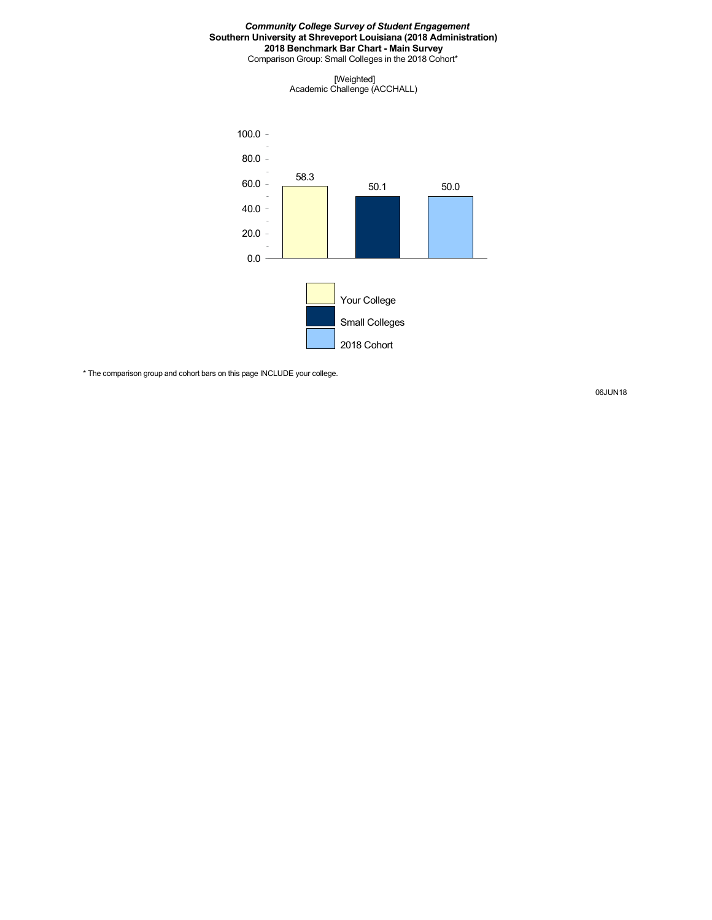***Community College Survey of Student Engagement***
**Southern University at Shreveport Louisiana (2018 Administration)**
**2018 Benchmark Bar Chart - Main Survey**
Comparison Group: Small Colleges in the 2018 Cohort*

[Weighted]
Academic Challenge (ACCHALL)

| | Your College | Small Colleges | 2018 Cohort |
|---|---|---|---|
| Academic Challenge (ACCHALL) | 58.3 | 50.1 | 50.0 |

* The comparison group and cohort bars on this page INCLUDE your college.

06JUN18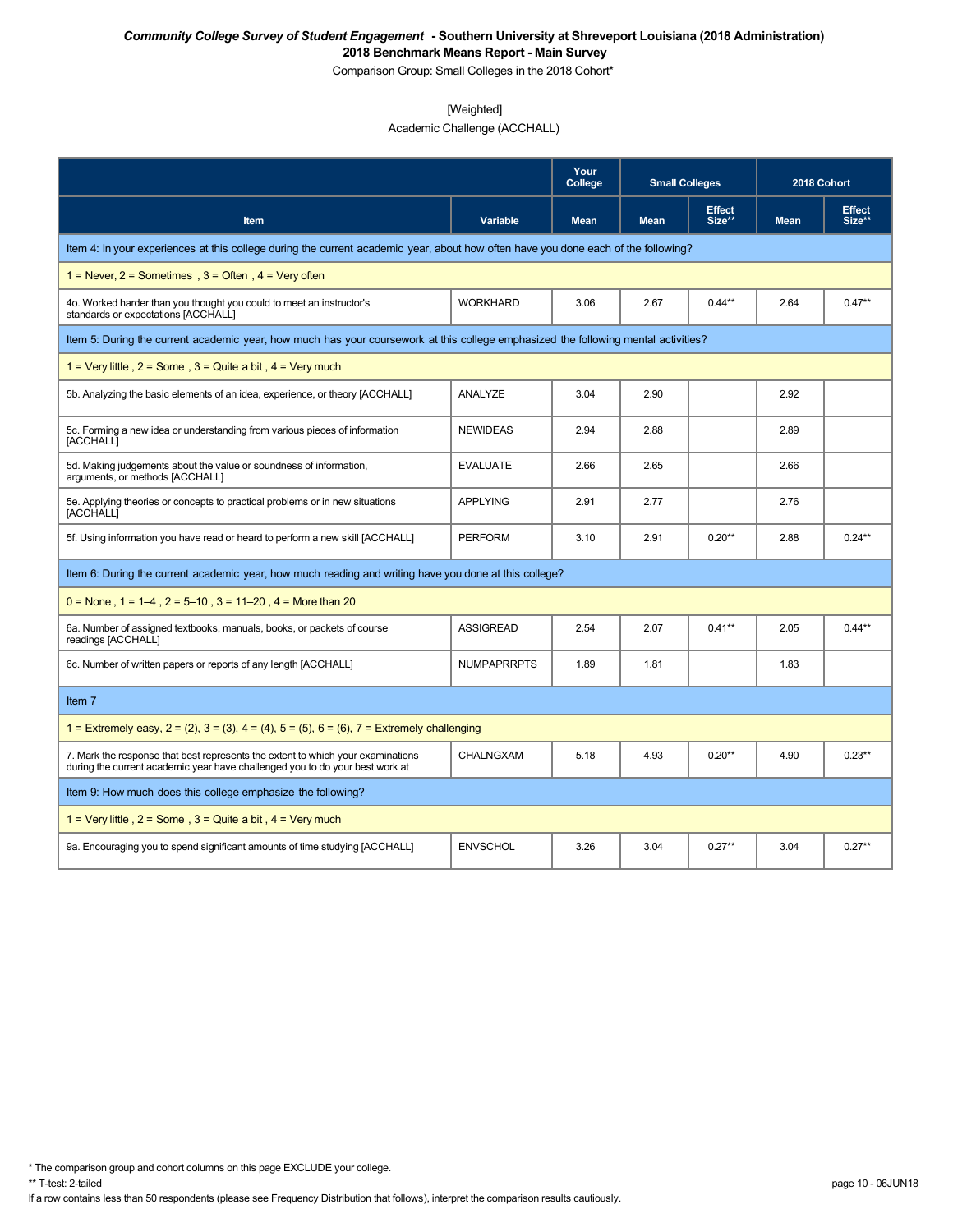***Community College Survey of Student Engagement* - Southern University at Shreveport Louisiana (2018 Administration)**

**2018 Benchmark Means Report - Main Survey**

Comparison Group: Small Colleges in the 2018 Cohort*

[Weighted]

Academic Challenge (ACCHALL)

| Item | Variable | Your College | Small Colleges | | 2018 Cohort | |
|---|---|---|---|---|---|---|
| | | Mean | Mean | Effect Size** | Mean | Effect Size** |
| Item 4: In your experiences at this college during the current academic year, about how often have you done each of the following? | | | | | | |
| 1 = Never, 2 = Sometimes , 3 = Often , 4 = Very often | | | | | | |
| 4o. Worked harder than you thought you could to meet an instructor's standards or expectations [ACCHALL] | WORKHARD | 3.06 | 2.67 | 0.44** | 2.64 | 0.47** |
| Item 5: During the current academic year, how much has your coursework at this college emphasized the following mental activities? | | | | | | |
| 1 = Very little , 2 = Some , 3 = Quite a bit , 4 = Very much | | | | | | |
| 5b. Analyzing the basic elements of an idea, experience, or theory [ACCHALL] | ANALYZE | 3.04 | 2.90 | | 2.92 | |
| 5c. Forming a new idea or understanding from various pieces of information [ACCHALL] | NEWIDEAS | 2.94 | 2.88 | | 2.89 | |
| 5d. Making judgements about the value or soundness of information, arguments, or methods [ACCHALL] | EVALUATE | 2.66 | 2.65 | | 2.66 | |
| 5e. Applying theories or concepts to practical problems or in new situations [ACCHALL] | APPLYING | 2.91 | 2.77 | | 2.76 | |
| 5f. Using information you have read or heard to perform a new skill [ACCHALL] | PERFORM | 3.10 | 2.91 | 0.20** | 2.88 | 0.24** |
| Item 6: During the current academic year, how much reading and writing have you done at this college? | | | | | | |
| 0 = None , 1 = 1–4 , 2 = 5–10 , 3 = 11–20 , 4 = More than 20 | | | | | | |
| 6a. Number of assigned textbooks, manuals, books, or packets of course readings [ACCHALL] | ASSIGREAD | 2.54 | 2.07 | 0.41** | 2.05 | 0.44** |
| 6c. Number of written papers or reports of any length [ACCHALL] | NUMPAPRRPTS | 1.89 | 1.81 | | 1.83 | |
| Item 7 | | | | | | |
| 1 = Extremely easy, 2 = (2), 3 = (3), 4 = (4), 5 = (5), 6 = (6), 7 = Extremely challenging | | | | | | |
| 7. Mark the response that best represents the extent to which your examinations during the current academic year have challenged you to do your best work at | CHALNGXAM | 5.18 | 4.93 | 0.20** | 4.90 | 0.23** |
| Item 9: How much does this college emphasize the following? | | | | | | |
| 1 = Very little , 2 = Some , 3 = Quite a bit , 4 = Very much | | | | | | |
| 9a. Encouraging you to spend significant amounts of time studying [ACCHALL] | ENVSCHOL | 3.26 | 3.04 | 0.27** | 3.04 | 0.27** |

* The comparison group and cohort columns on this page EXCLUDE your college.

** T-test: 2-tailed

If a row contains less than 50 respondents (please see Frequency Distribution that follows), interpret the comparison results cautiously.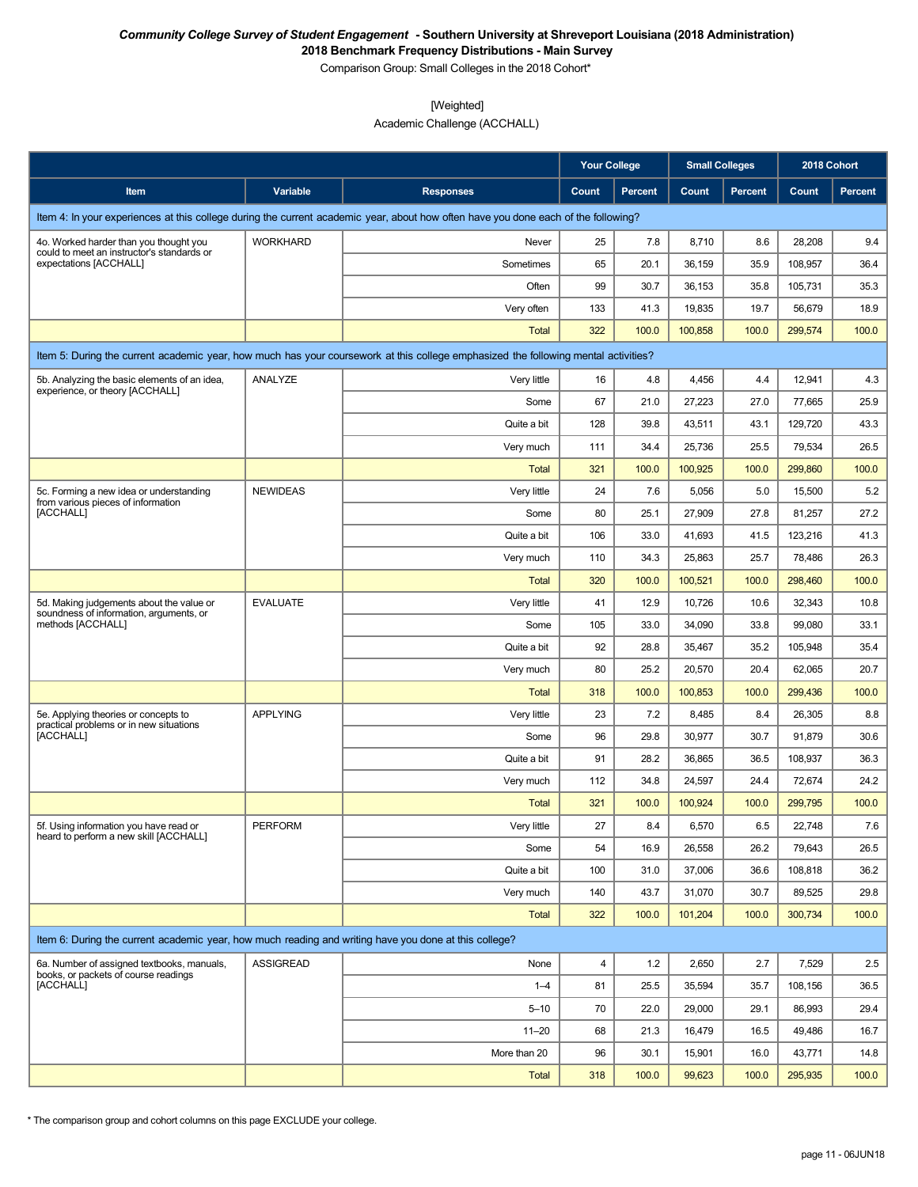***Community College Survey of Student Engagement* - Southern University at Shreveport Louisiana (2018 Administration)**
**2018 Benchmark Frequency Distributions - Main Survey**
Comparison Group: Small Colleges in the 2018 Cohort*

[Weighted]
Academic Challenge (ACCHALL)

| | | | Your College | | Small Colleges | | 2018 Cohort | |
|---|---|---|---|---|---|---|---|---|
| **Item** | **Variable** | **Responses** | **Count** | **Percent** | **Count** | **Percent** | **Count** | **Percent** |
| Item 4: In your experiences at this college during the current academic year, about how often have you done each of the following? | | | | | | | | |
| 4o. Worked harder than you thought you could to meet an instructor's standards or expectations [ACCHALL] | WORKHARD | Never | 25 | 7.8 | 8,710 | 8.6 | 28,208 | 9.4 |
| | | Sometimes | 65 | 20.1 | 36,159 | 35.9 | 108,957 | 36.4 |
| | | Often | 99 | 30.7 | 36,153 | 35.8 | 105,731 | 35.3 |
| | | Very often | 133 | 41.3 | 19,835 | 19.7 | 56,679 | 18.9 |
| | | Total | 322 | 100.0 | 100,858 | 100.0 | 299,574 | 100.0 |
| Item 5: During the current academic year, how much has your coursework at this college emphasized the following mental activities? | | | | | | | | |
| 5b. Analyzing the basic elements of an idea, experience, or theory [ACCHALL] | ANALYZE | Very little | 16 | 4.8 | 4,456 | 4.4 | 12,941 | 4.3 |
| | | Some | 67 | 21.0 | 27,223 | 27.0 | 77,665 | 25.9 |
| | | Quite a bit | 128 | 39.8 | 43,511 | 43.1 | 129,720 | 43.3 |
| | | Very much | 111 | 34.4 | 25,736 | 25.5 | 79,534 | 26.5 |
| | | Total | 321 | 100.0 | 100,925 | 100.0 | 299,860 | 100.0 |
| 5c. Forming a new idea or understanding from various pieces of information [ACCHALL] | NEWIDEAS | Very little | 24 | 7.6 | 5,056 | 5.0 | 15,500 | 5.2 |
| | | Some | 80 | 25.1 | 27,909 | 27.8 | 81,257 | 27.2 |
| | | Quite a bit | 106 | 33.0 | 41,693 | 41.5 | 123,216 | 41.3 |
| | | Very much | 110 | 34.3 | 25,863 | 25.7 | 78,486 | 26.3 |
| | | Total | 320 | 100.0 | 100,521 | 100.0 | 298,460 | 100.0 |
| 5d. Making judgements about the value or soundness of information, arguments, or methods [ACCHALL] | EVALUATE | Very little | 41 | 12.9 | 10,726 | 10.6 | 32,343 | 10.8 |
| | | Some | 105 | 33.0 | 34,090 | 33.8 | 99,080 | 33.1 |
| | | Quite a bit | 92 | 28.8 | 35,467 | 35.2 | 105,948 | 35.4 |
| | | Very much | 80 | 25.2 | 20,570 | 20.4 | 62,065 | 20.7 |
| | | Total | 318 | 100.0 | 100,853 | 100.0 | 299,436 | 100.0 |
| 5e. Applying theories or concepts to practical problems or in new situations [ACCHALL] | APPLYING | Very little | 23 | 7.2 | 8,485 | 8.4 | 26,305 | 8.8 |
| | | Some | 96 | 29.8 | 30,977 | 30.7 | 91,879 | 30.6 |
| | | Quite a bit | 91 | 28.2 | 36,865 | 36.5 | 108,937 | 36.3 |
| | | Very much | 112 | 34.8 | 24,597 | 24.4 | 72,674 | 24.2 |
| | | Total | 321 | 100.0 | 100,924 | 100.0 | 299,795 | 100.0 |
| 5f. Using information you have read or heard to perform a new skill [ACCHALL] | PERFORM | Very little | 27 | 8.4 | 6,570 | 6.5 | 22,748 | 7.6 |
| | | Some | 54 | 16.9 | 26,558 | 26.2 | 79,643 | 26.5 |
| | | Quite a bit | 100 | 31.0 | 37,006 | 36.6 | 108,818 | 36.2 |
| | | Very much | 140 | 43.7 | 31,070 | 30.7 | 89,525 | 29.8 |
| | | Total | 322 | 100.0 | 101,204 | 100.0 | 300,734 | 100.0 |
| Item 6: During the current academic year, how much reading and writing have you done at this college? | | | | | | | | |
| 6a. Number of assigned textbooks, manuals, books, or packets of course readings [ACCHALL] | ASSIGREAD | None | 4 | 1.2 | 2,650 | 2.7 | 7,529 | 2.5 |
| | | 1–4 | 81 | 25.5 | 35,594 | 35.7 | 108,156 | 36.5 |
| | | 5–10 | 70 | 22.0 | 29,000 | 29.1 | 86,993 | 29.4 |
| | | 11–20 | 68 | 21.3 | 16,479 | 16.5 | 49,486 | 16.7 |
| | | More than 20 | 96 | 30.1 | 15,901 | 16.0 | 43,771 | 14.8 |
| | | Total | 318 | 100.0 | 99,623 | 100.0 | 295,935 | 100.0 |

* The comparison group and cohort columns on this page EXCLUDE your college.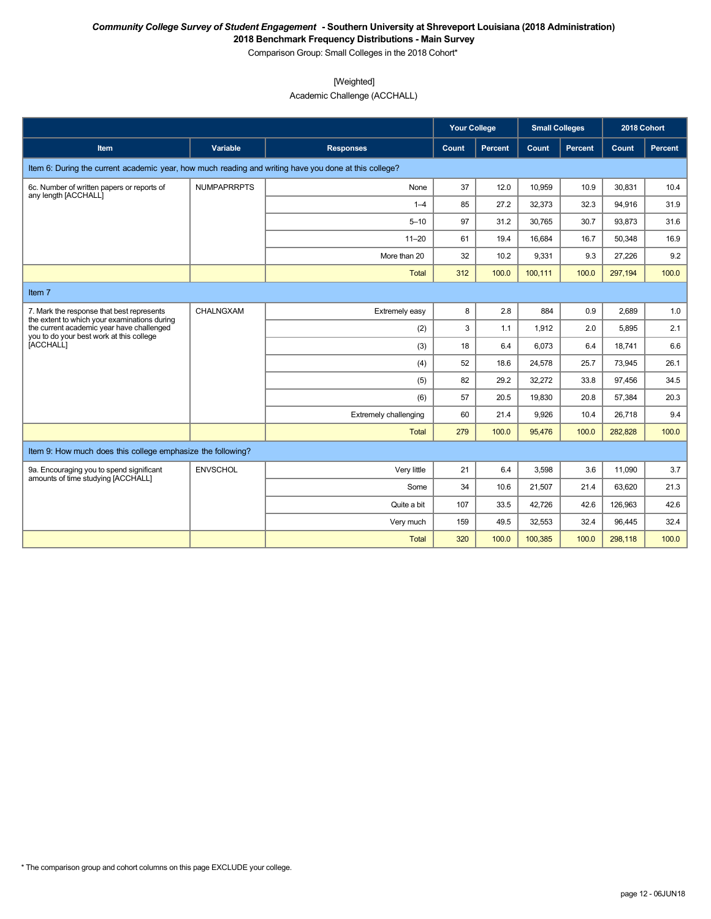***Community College Survey of Student Engagement* - Southern University at Shreveport Louisiana (2018 Administration)**
**2018 Benchmark Frequency Distributions - Main Survey**
Comparison Group: Small Colleges in the 2018 Cohort*

[Weighted]
Academic Challenge (ACCHALL)

| | | | Your College | | Small Colleges | | 2018 Cohort | |
|---|---|---|---|---|---|---|---|---|
| **Item** | **Variable** | **Responses** | **Count** | **Percent** | **Count** | **Percent** | **Count** | **Percent** |
| Item 6: During the current academic year, how much reading and writing have you done at this college? | | | | | | | | |
| 6c. Number of written papers or reports of any length [ACCHALL] | NUMPAPRRPTS | None | 37 | 12.0 | 10,959 | 10.9 | 30,831 | 10.4 |
| | | 1–4 | 85 | 27.2 | 32,373 | 32.3 | 94,916 | 31.9 |
| | | 5–10 | 97 | 31.2 | 30,765 | 30.7 | 93,873 | 31.6 |
| | | 11–20 | 61 | 19.4 | 16,684 | 16.7 | 50,348 | 16.9 |
| | | More than 20 | 32 | 10.2 | 9,331 | 9.3 | 27,226 | 9.2 |
| | | Total | 312 | 100.0 | 100,111 | 100.0 | 297,194 | 100.0 |
| Item 7 | | | | | | | | |
| 7. Mark the response that best represents the extent to which your examinations during the current academic year have challenged you to do your best work at this college [ACCHALL] | CHALNGXAM | Extremely easy | 8 | 2.8 | 884 | 0.9 | 2,689 | 1.0 |
| | | (2) | 3 | 1.1 | 1,912 | 2.0 | 5,895 | 2.1 |
| | | (3) | 18 | 6.4 | 6,073 | 6.4 | 18,741 | 6.6 |
| | | (4) | 52 | 18.6 | 24,578 | 25.7 | 73,945 | 26.1 |
| | | (5) | 82 | 29.2 | 32,272 | 33.8 | 97,456 | 34.5 |
| | | (6) | 57 | 20.5 | 19,830 | 20.8 | 57,384 | 20.3 |
| | | Extremely challenging | 60 | 21.4 | 9,926 | 10.4 | 26,718 | 9.4 |
| | | Total | 279 | 100.0 | 95,476 | 100.0 | 282,828 | 100.0 |
| Item 9: How much does this college emphasize the following? | | | | | | | | |
| 9a. Encouraging you to spend significant amounts of time studying [ACCHALL] | ENVSCHOL | Very little | 21 | 6.4 | 3,598 | 3.6 | 11,090 | 3.7 |
| | | Some | 34 | 10.6 | 21,507 | 21.4 | 63,620 | 21.3 |
| | | Quite a bit | 107 | 33.5 | 42,726 | 42.6 | 126,963 | 42.6 |
| | | Very much | 159 | 49.5 | 32,553 | 32.4 | 96,445 | 32.4 |
| | | Total | 320 | 100.0 | 100,385 | 100.0 | 298,118 | 100.0 |

* The comparison group and cohort columns on this page EXCLUDE your college.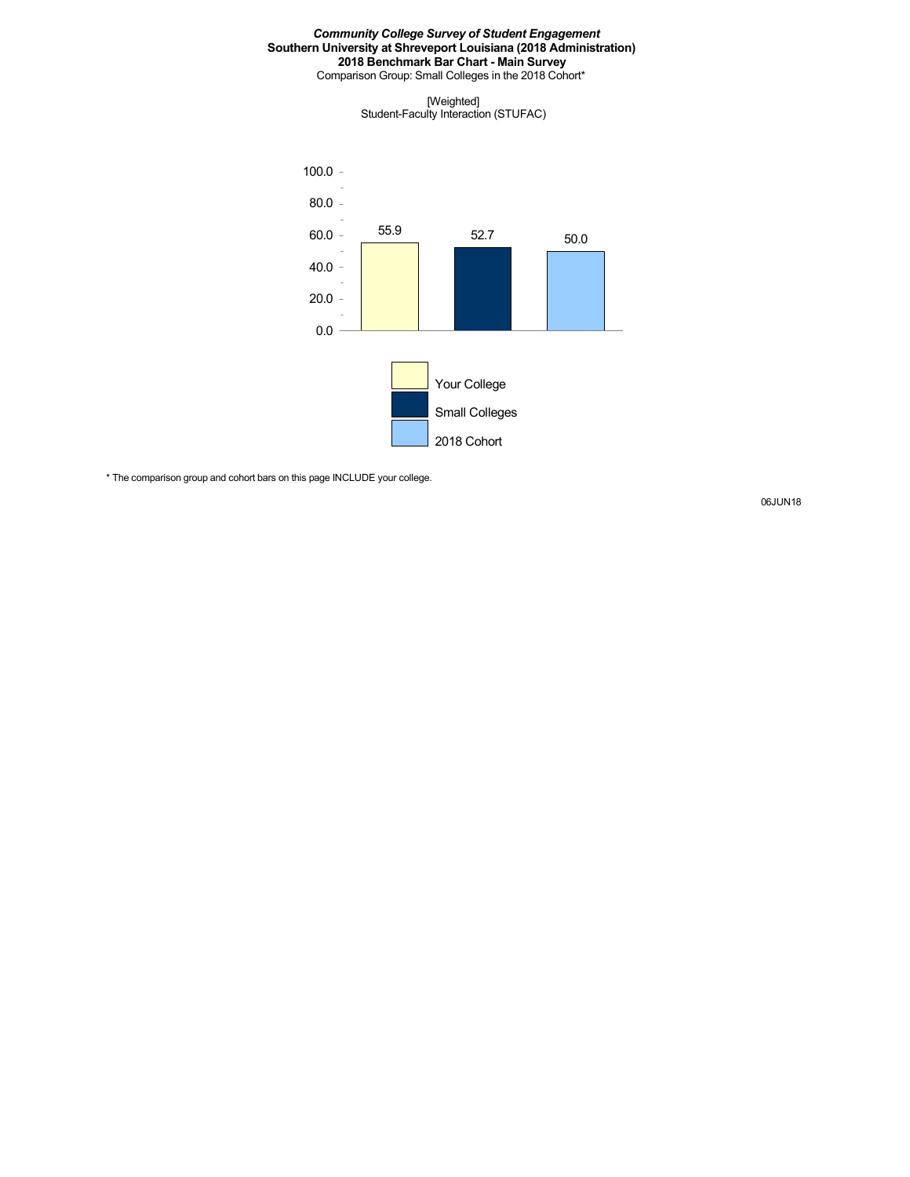***Community College Survey of Student Engagement***
**Southern University at Shreveport Louisiana (2018 Administration)**
**2018 Benchmark Bar Chart - Main Survey**
Comparison Group: Small Colleges in the 2018 Cohort*

[Weighted]
Student-Faculty Interaction (STUFAC)

| | Your College | Small Colleges | 2018 Cohort |
|---|---|---|---|
| Student-Faculty Interaction (STUFAC) | 55.9 | 52.7 | 50.0 |

\* The comparison group and cohort bars on this page INCLUDE your college.

06JUN18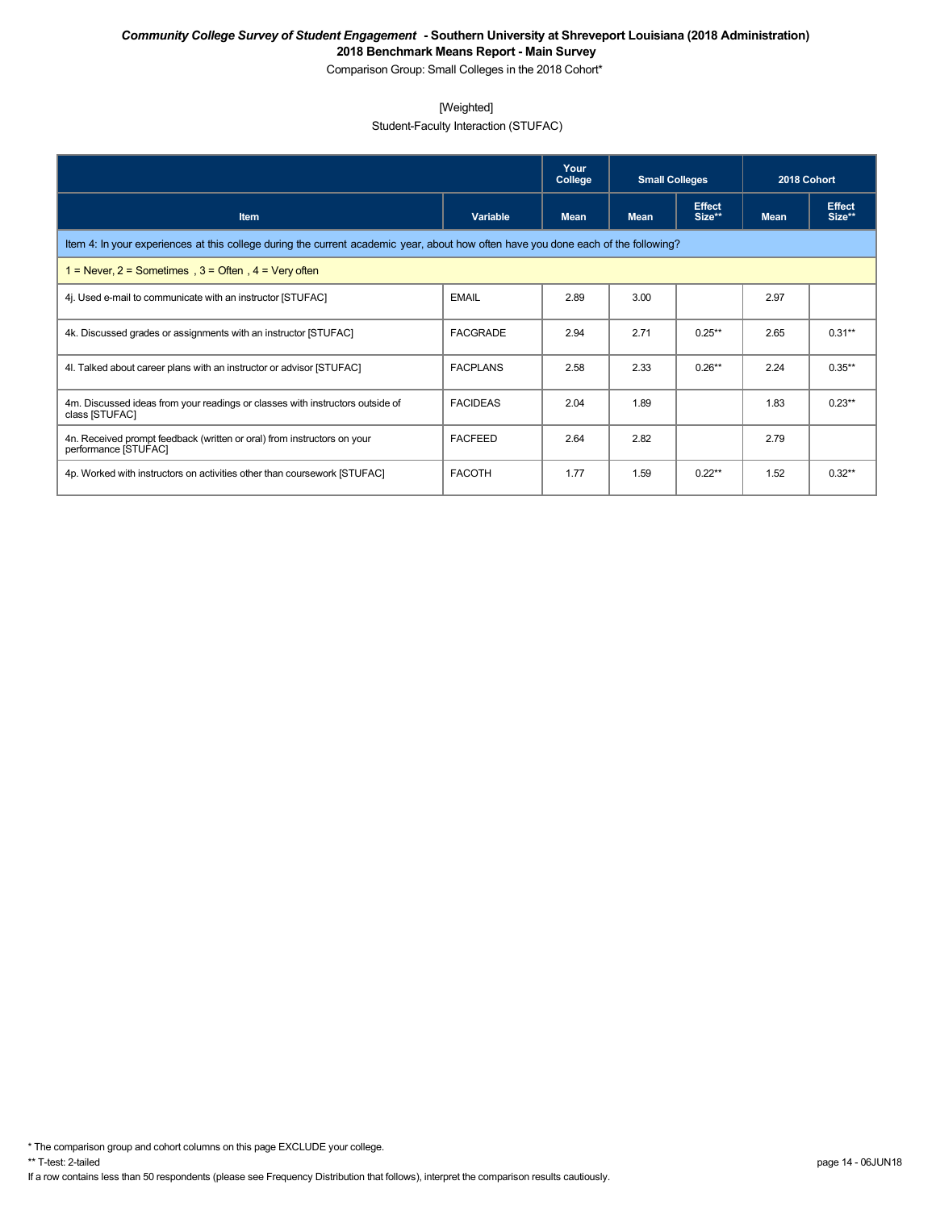***Community College Survey of Student Engagement* - Southern University at Shreveport Louisiana (2018 Administration)**
**2018 Benchmark Means Report - Main Survey**
Comparison Group: Small Colleges in the 2018 Cohort*

[Weighted]
Student-Faculty Interaction (STUFAC)

| | | Your College | Small Colleges | | 2018 Cohort | |
|---|---|---|---|---|---|---|
| **Item** | **Variable** | **Mean** | **Mean** | **Effect Size**** | **Mean** | **Effect Size**** |
| Item 4: In your experiences at this college during the current academic year, about how often have you done each of the following? | | | | | | |
| 1 = Never, 2 = Sometimes , 3 = Often , 4 = Very often | | | | | | |
| 4j. Used e-mail to communicate with an instructor [STUFAC] | EMAIL | 2.89 | 3.00 | | 2.97 | |
| 4k. Discussed grades or assignments with an instructor [STUFAC] | FACGRADE | 2.94 | 2.71 | 0.25** | 2.65 | 0.31** |
| 4l. Talked about career plans with an instructor or advisor [STUFAC] | FACPLANS | 2.58 | 2.33 | 0.26** | 2.24 | 0.35** |
| 4m. Discussed ideas from your readings or classes with instructors outside of class [STUFAC] | FACIDEAS | 2.04 | 1.89 | | 1.83 | 0.23** |
| 4n. Received prompt feedback (written or oral) from instructors on your performance [STUFAC] | FACFEED | 2.64 | 2.82 | | 2.79 | |
| 4p. Worked with instructors on activities other than coursework [STUFAC] | FACOTH | 1.77 | 1.59 | 0.22** | 1.52 | 0.32** |

* The comparison group and cohort columns on this page EXCLUDE your college.
** T-test: 2-tailed
If a row contains less than 50 respondents (please see Frequency Distribution that follows), interpret the comparison results cautiously.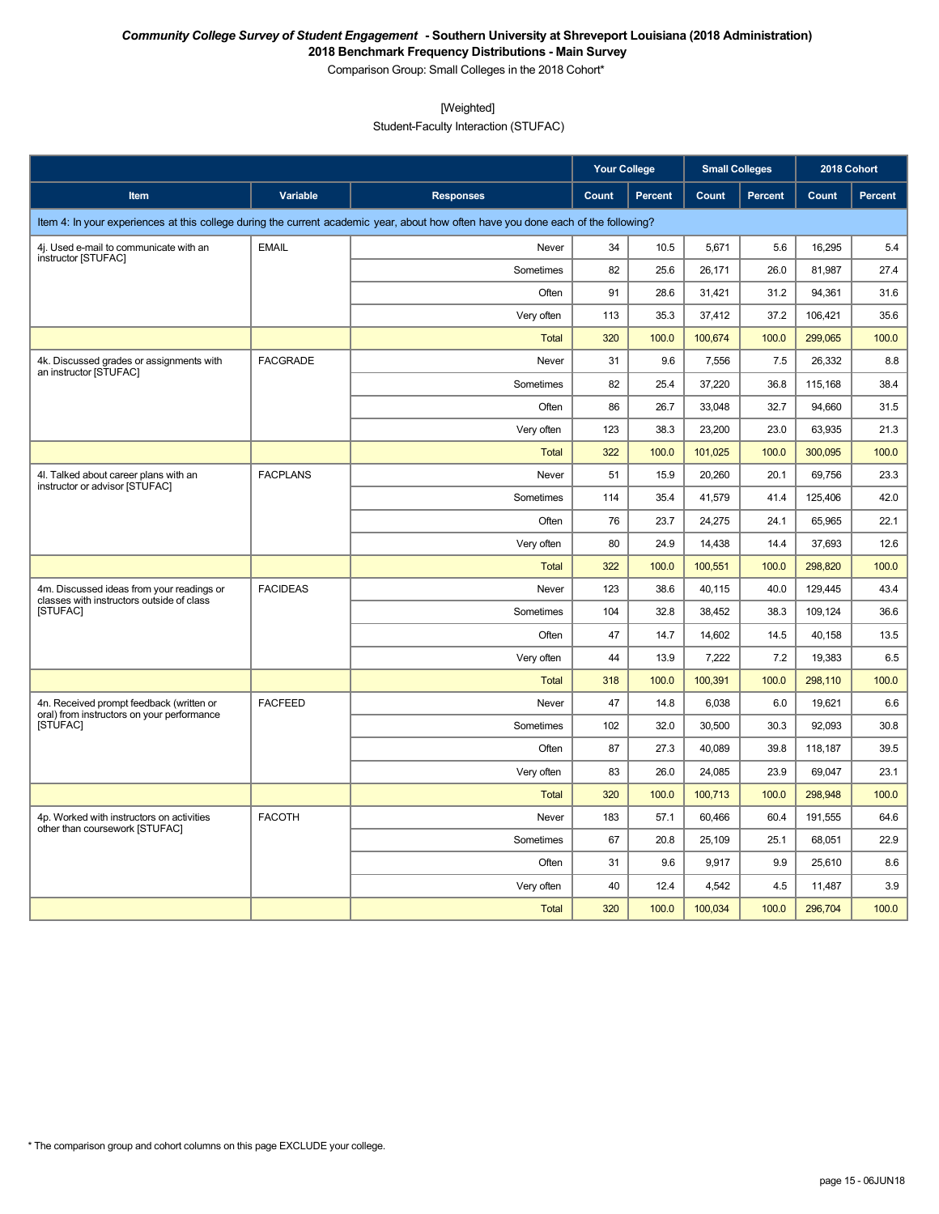***Community College Survey of Student Engagement* - Southern University at Shreveport Louisiana (2018 Administration)**

**2018 Benchmark Frequency Distributions - Main Survey**

Comparison Group: Small Colleges in the 2018 Cohort*

[Weighted]

Student-Faculty Interaction (STUFAC)

| | | | Your College | | Small Colleges | | 2018 Cohort | |
|---|---|---|---|---|---|---|---|---|
| **Item** | **Variable** | **Responses** | **Count** | **Percent** | **Count** | **Percent** | **Count** | **Percent** |
| Item 4: In your experiences at this college during the current academic year, about how often have you done each of the following? | | | | | | | | |
| 4j. Used e-mail to communicate with an instructor [STUFAC] | EMAIL | Never | 34 | 10.5 | 5,671 | 5.6 | 16,295 | 5.4 |
| | | Sometimes | 82 | 25.6 | 26,171 | 26.0 | 81,987 | 27.4 |
| | | Often | 91 | 28.6 | 31,421 | 31.2 | 94,361 | 31.6 |
| | | Very often | 113 | 35.3 | 37,412 | 37.2 | 106,421 | 35.6 |
| | | Total | 320 | 100.0 | 100,674 | 100.0 | 299,065 | 100.0 |
| 4k. Discussed grades or assignments with an instructor [STUFAC] | FACGRADE | Never | 31 | 9.6 | 7,556 | 7.5 | 26,332 | 8.8 |
| | | Sometimes | 82 | 25.4 | 37,220 | 36.8 | 115,168 | 38.4 |
| | | Often | 86 | 26.7 | 33,048 | 32.7 | 94,660 | 31.5 |
| | | Very often | 123 | 38.3 | 23,200 | 23.0 | 63,935 | 21.3 |
| | | Total | 322 | 100.0 | 101,025 | 100.0 | 300,095 | 100.0 |
| 4l. Talked about career plans with an instructor or advisor [STUFAC] | FACPLANS | Never | 51 | 15.9 | 20,260 | 20.1 | 69,756 | 23.3 |
| | | Sometimes | 114 | 35.4 | 41,579 | 41.4 | 125,406 | 42.0 |
| | | Often | 76 | 23.7 | 24,275 | 24.1 | 65,965 | 22.1 |
| | | Very often | 80 | 24.9 | 14,438 | 14.4 | 37,693 | 12.6 |
| | | Total | 322 | 100.0 | 100,551 | 100.0 | 298,820 | 100.0 |
| 4m. Discussed ideas from your readings or classes with instructors outside of class [STUFAC] | FACIDEAS | Never | 123 | 38.6 | 40,115 | 40.0 | 129,445 | 43.4 |
| | | Sometimes | 104 | 32.8 | 38,452 | 38.3 | 109,124 | 36.6 |
| | | Often | 47 | 14.7 | 14,602 | 14.5 | 40,158 | 13.5 |
| | | Very often | 44 | 13.9 | 7,222 | 7.2 | 19,383 | 6.5 |
| | | Total | 318 | 100.0 | 100,391 | 100.0 | 298,110 | 100.0 |
| 4n. Received prompt feedback (written or oral) from instructors on your performance [STUFAC] | FACFEED | Never | 47 | 14.8 | 6,038 | 6.0 | 19,621 | 6.6 |
| | | Sometimes | 102 | 32.0 | 30,500 | 30.3 | 92,093 | 30.8 |
| | | Often | 87 | 27.3 | 40,089 | 39.8 | 118,187 | 39.5 |
| | | Very often | 83 | 26.0 | 24,085 | 23.9 | 69,047 | 23.1 |
| | | Total | 320 | 100.0 | 100,713 | 100.0 | 298,948 | 100.0 |
| 4p. Worked with instructors on activities other than coursework [STUFAC] | FACOTH | Never | 183 | 57.1 | 60,466 | 60.4 | 191,555 | 64.6 |
| | | Sometimes | 67 | 20.8 | 25,109 | 25.1 | 68,051 | 22.9 |
| | | Often | 31 | 9.6 | 9,917 | 9.9 | 25,610 | 8.6 |
| | | Very often | 40 | 12.4 | 4,542 | 4.5 | 11,487 | 3.9 |
| | | Total | 320 | 100.0 | 100,034 | 100.0 | 296,704 | 100.0 |

* The comparison group and cohort columns on this page EXCLUDE your college.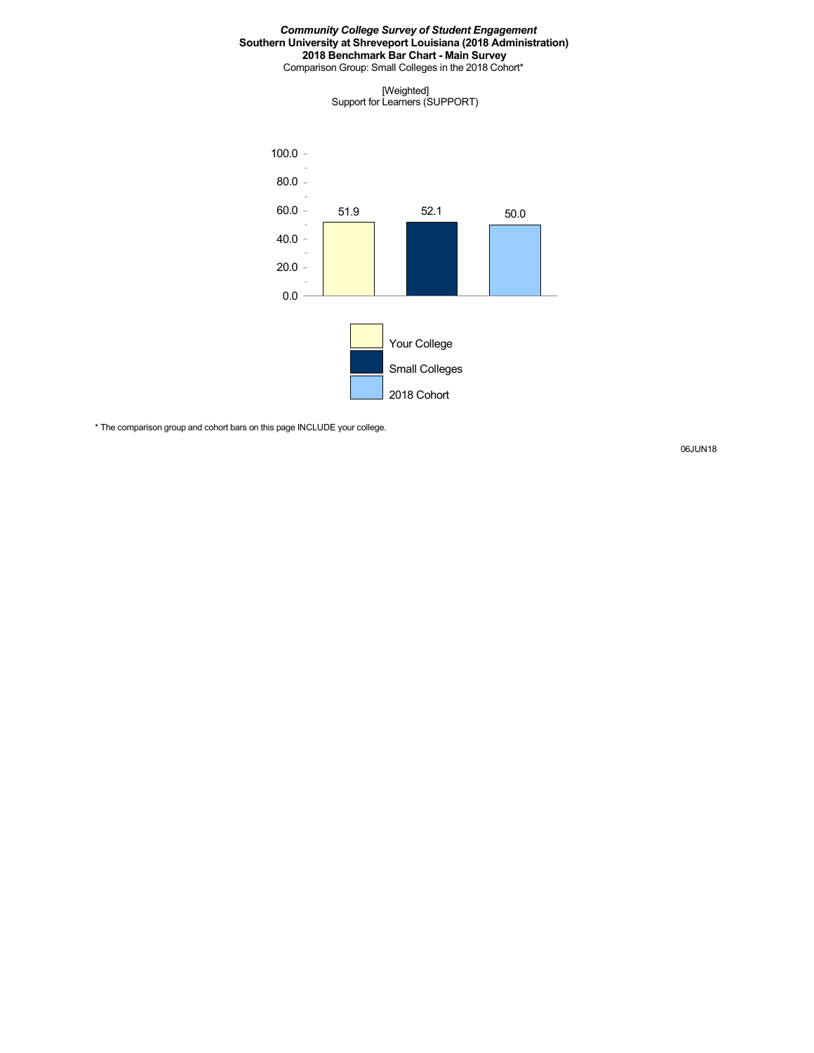***Community College Survey of Student Engagement***
**Southern University at Shreveport Louisiana (2018 Administration)**
**2018 Benchmark Bar Chart - Main Survey**
Comparison Group: Small Colleges in the 2018 Cohort*

[Weighted]
Support for Learners (SUPPORT)

| | Your College | Small Colleges | 2018 Cohort |
|---|---|---|---|
| Support for Learners (SUPPORT) | 51.9 | 52.1 | 50.0 |

* The comparison group and cohort bars on this page INCLUDE your college.

06JUN18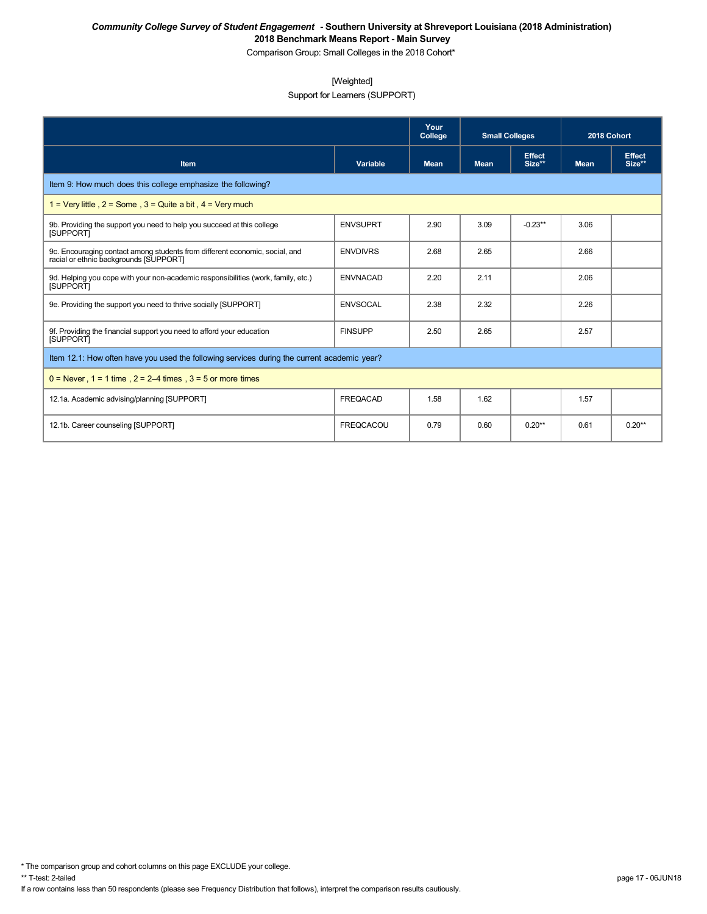**_Community College Survey of Student Engagement_ - Southern University at Shreveport Louisiana (2018 Administration)**
**2018 Benchmark Means Report - Main Survey**
Comparison Group: Small Colleges in the 2018 Cohort*

[Weighted]
Support for Learners (SUPPORT)

| | | Your College | Small Colleges | | 2018 Cohort | |
|---|---|---|---|---|---|---|
| **Item** | **Variable** | **Mean** | **Mean** | **Effect Size**** | **Mean** | **Effect Size**** |
| Item 9: How much does this college emphasize the following? | | | | | | |
| 1 = Very little , 2 = Some , 3 = Quite a bit , 4 = Very much | | | | | | |
| 9b. Providing the support you need to help you succeed at this college [SUPPORT] | ENVSUPRT | 2.90 | 3.09 | -0.23** | 3.06 | |
| 9c. Encouraging contact among students from different economic, social, and racial or ethnic backgrounds [SUPPORT] | ENVDIVRS | 2.68 | 2.65 | | 2.66 | |
| 9d. Helping you cope with your non-academic responsibilities (work, family, etc.) [SUPPORT] | ENVNACAD | 2.20 | 2.11 | | 2.06 | |
| 9e. Providing the support you need to thrive socially [SUPPORT] | ENVSOCAL | 2.38 | 2.32 | | 2.26 | |
| 9f. Providing the financial support you need to afford your education [SUPPORT] | FINSUPP | 2.50 | 2.65 | | 2.57 | |
| Item 12.1: How often have you used the following services during the current academic year? | | | | | | |
| 0 = Never , 1 = 1 time , 2 = 2–4 times , 3 = 5 or more times | | | | | | |
| 12.1a. Academic advising/planning [SUPPORT] | FREQACAD | 1.58 | 1.62 | | 1.57 | |
| 12.1b. Career counseling [SUPPORT] | FREQCACOU | 0.79 | 0.60 | 0.20** | 0.61 | 0.20** |

* The comparison group and cohort columns on this page EXCLUDE your college.
** T-test: 2-tailed
If a row contains less than 50 respondents (please see Frequency Distribution that follows), interpret the comparison results cautiously.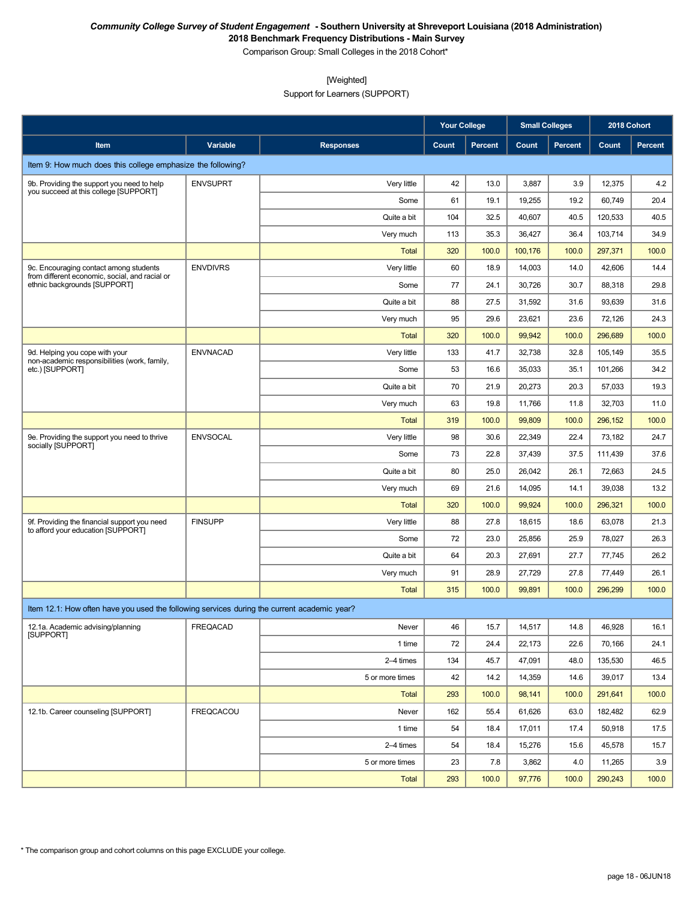**_Community College Survey of Student Engagement_ - Southern University at Shreveport Louisiana (2018 Administration)**
**2018 Benchmark Frequency Distributions - Main Survey**
Comparison Group: Small Colleges in the 2018 Cohort*

[Weighted]
Support for Learners (SUPPORT)

| | | | Your College | | Small Colleges | | 2018 Cohort | |
|---|---|---|---|---|---|---|---|---|
| **Item** | **Variable** | **Responses** | **Count** | **Percent** | **Count** | **Percent** | **Count** | **Percent** |
| Item 9: How much does this college emphasize the following? | | | | | | | | |
| 9b. Providing the support you need to help you succeed at this college [SUPPORT] | ENVSUPRT | Very little | 42 | 13.0 | 3,887 | 3.9 | 12,375 | 4.2 |
| | | Some | 61 | 19.1 | 19,255 | 19.2 | 60,749 | 20.4 |
| | | Quite a bit | 104 | 32.5 | 40,607 | 40.5 | 120,533 | 40.5 |
| | | Very much | 113 | 35.3 | 36,427 | 36.4 | 103,714 | 34.9 |
| | | Total | 320 | 100.0 | 100,176 | 100.0 | 297,371 | 100.0 |
| 9c. Encouraging contact among students from different economic, social, and racial or ethnic backgrounds [SUPPORT] | ENVDIVRS | Very little | 60 | 18.9 | 14,003 | 14.0 | 42,606 | 14.4 |
| | | Some | 77 | 24.1 | 30,726 | 30.7 | 88,318 | 29.8 |
| | | Quite a bit | 88 | 27.5 | 31,592 | 31.6 | 93,639 | 31.6 |
| | | Very much | 95 | 29.6 | 23,621 | 23.6 | 72,126 | 24.3 |
| | | Total | 320 | 100.0 | 99,942 | 100.0 | 296,689 | 100.0 |
| 9d. Helping you cope with your non-academic responsibilities (work, family, etc.) [SUPPORT] | ENVNACAD | Very little | 133 | 41.7 | 32,738 | 32.8 | 105,149 | 35.5 |
| | | Some | 53 | 16.6 | 35,033 | 35.1 | 101,266 | 34.2 |
| | | Quite a bit | 70 | 21.9 | 20,273 | 20.3 | 57,033 | 19.3 |
| | | Very much | 63 | 19.8 | 11,766 | 11.8 | 32,703 | 11.0 |
| | | Total | 319 | 100.0 | 99,809 | 100.0 | 296,152 | 100.0 |
| 9e. Providing the support you need to thrive socially [SUPPORT] | ENVSOCAL | Very little | 98 | 30.6 | 22,349 | 22.4 | 73,182 | 24.7 |
| | | Some | 73 | 22.8 | 37,439 | 37.5 | 111,439 | 37.6 |
| | | Quite a bit | 80 | 25.0 | 26,042 | 26.1 | 72,663 | 24.5 |
| | | Very much | 69 | 21.6 | 14,095 | 14.1 | 39,038 | 13.2 |
| | | Total | 320 | 100.0 | 99,924 | 100.0 | 296,321 | 100.0 |
| 9f. Providing the financial support you need to afford your education [SUPPORT] | FINSUPP | Very little | 88 | 27.8 | 18,615 | 18.6 | 63,078 | 21.3 |
| | | Some | 72 | 23.0 | 25,856 | 25.9 | 78,027 | 26.3 |
| | | Quite a bit | 64 | 20.3 | 27,691 | 27.7 | 77,745 | 26.2 |
| | | Very much | 91 | 28.9 | 27,729 | 27.8 | 77,449 | 26.1 |
| | | Total | 315 | 100.0 | 99,891 | 100.0 | 296,299 | 100.0 |
| Item 12.1: How often have you used the following services during the current academic year? | | | | | | | | |
| 12.1a. Academic advising/planning [SUPPORT] | FREQACAD | Never | 46 | 15.7 | 14,517 | 14.8 | 46,928 | 16.1 |
| | | 1 time | 72 | 24.4 | 22,173 | 22.6 | 70,166 | 24.1 |
| | | 2–4 times | 134 | 45.7 | 47,091 | 48.0 | 135,530 | 46.5 |
| | | 5 or more times | 42 | 14.2 | 14,359 | 14.6 | 39,017 | 13.4 |
| | | Total | 293 | 100.0 | 98,141 | 100.0 | 291,641 | 100.0 |
| 12.1b. Career counseling [SUPPORT] | FREQCACOU | Never | 162 | 55.4 | 61,626 | 63.0 | 182,482 | 62.9 |
| | | 1 time | 54 | 18.4 | 17,011 | 17.4 | 50,918 | 17.5 |
| | | 2–4 times | 54 | 18.4 | 15,276 | 15.6 | 45,578 | 15.7 |
| | | 5 or more times | 23 | 7.8 | 3,862 | 4.0 | 11,265 | 3.9 |
| | | Total | 293 | 100.0 | 97,776 | 100.0 | 290,243 | 100.0 |

* The comparison group and cohort columns on this page EXCLUDE your college.